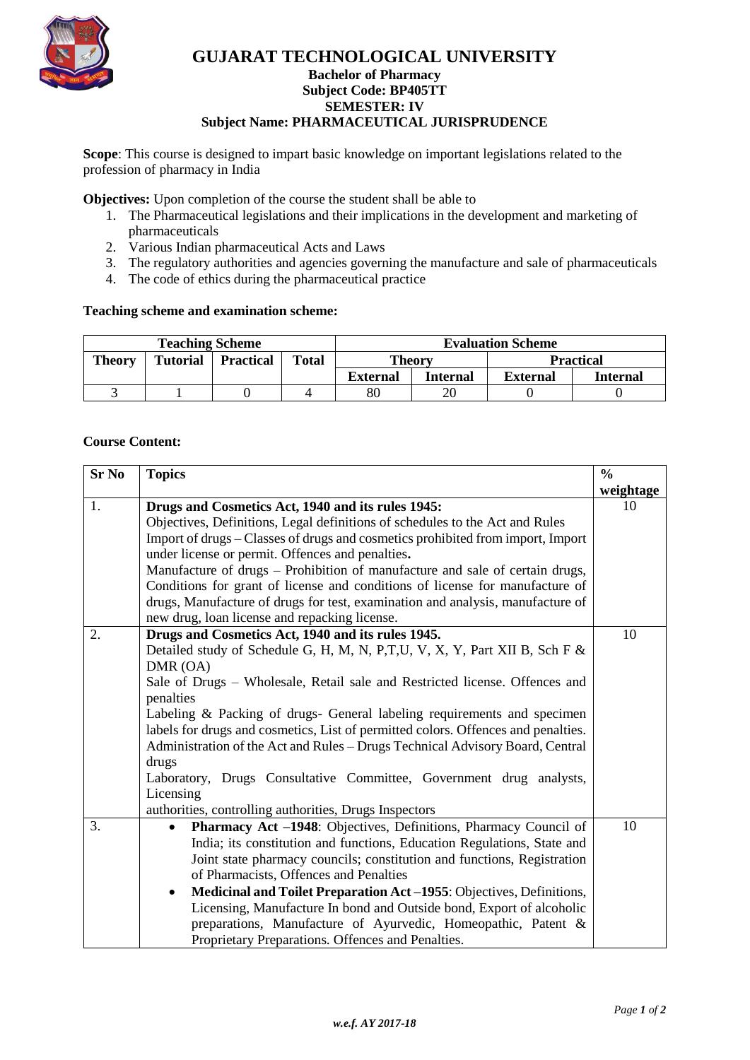# GUJARAT TECHNOLOGICAL UNIVERSITY

**Bachelor of Pharmacy**
**Subject Code: BP405TT**
**SEMESTER: IV**
**Subject Name: PHARMACEUTICAL JURISPRUDENCE**

**Scope**: This course is designed to impart basic knowledge on important legislations related to the profession of pharmacy in India

**Objectives:** Upon completion of the course the student shall be able to

1. The Pharmaceutical legislations and their implications in the development and marketing of pharmaceuticals
2. Various Indian pharmaceutical Acts and Laws
3. The regulatory authorities and agencies governing the manufacture and sale of pharmaceuticals
4. The code of ethics during the pharmaceutical practice

**Teaching scheme and examination scheme:**

| Teaching Scheme | | | | Evaluation Scheme | | | |
|---|---|---|---|---|---|---|---|
| Theory | Tutorial | Practical | Total | Theory | | Practical | |
| | | | | External | Internal | External | Internal |
| 3 | 1 | 0 | 4 | 80 | 20 | 0 | 0 |

**Course Content:**

| Sr No | Topics | % weightage |
|---|---|---|
| 1. | **Drugs and Cosmetics Act, 1940 and its rules 1945:**<br>Objectives, Definitions, Legal definitions of schedules to the Act and Rules<br>Import of drugs – Classes of drugs and cosmetics prohibited from import, Import under license or permit. Offences and penalties**.**<br>Manufacture of drugs – Prohibition of manufacture and sale of certain drugs, Conditions for grant of license and conditions of license for manufacture of drugs, Manufacture of drugs for test, examination and analysis, manufacture of new drug, loan license and repacking license. | 10 |
| 2. | **Drugs and Cosmetics Act, 1940 and its rules 1945.**<br>Detailed study of Schedule G, H, M, N, P,T,U, V, X, Y, Part XII B, Sch F & DMR (OA)<br>Sale of Drugs – Wholesale, Retail sale and Restricted license. Offences and penalties<br>Labeling & Packing of drugs- General labeling requirements and specimen labels for drugs and cosmetics, List of permitted colors. Offences and penalties.<br>Administration of the Act and Rules – Drugs Technical Advisory Board, Central drugs<br>Laboratory, Drugs Consultative Committee, Government drug analysts, Licensing<br>authorities, controlling authorities, Drugs Inspectors | 10 |
| 3. | • **Pharmacy Act –1948**: Objectives, Definitions, Pharmacy Council of India; its constitution and functions, Education Regulations, State and Joint state pharmacy councils; constitution and functions, Registration of Pharmacists, Offences and Penalties<br>• **Medicinal and Toilet Preparation Act –1955**: Objectives, Definitions, Licensing, Manufacture In bond and Outside bond, Export of alcoholic preparations, Manufacture of Ayurvedic, Homeopathic, Patent & Proprietary Preparations. Offences and Penalties. | 10 |

*w.e.f. AY 2017-18*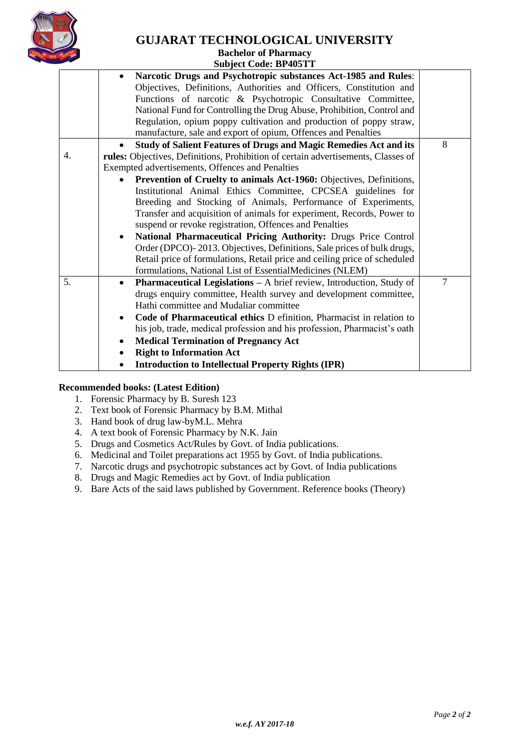# GUJARAT TECHNOLOGICAL UNIVERSITY

**Bachelor of Pharmacy**
**Subject Code: BP405TT**

| | | |
|---|---|---|
| | • **Narcotic Drugs and Psychotropic substances Act-1985 and Rules**: Objectives, Definitions, Authorities and Officers, Constitution and Functions of narcotic & Psychotropic Consultative Committee, National Fund for Controlling the Drug Abuse, Prohibition, Control and Regulation, opium poppy cultivation and production of poppy straw, manufacture, sale and export of opium, Offences and Penalties | |
| 4. | • **Study of Salient Features of Drugs and Magic Remedies Act and its rules:** Objectives, Definitions, Prohibition of certain advertisements, Classes of Exempted advertisements, Offences and Penalties<br>• **Prevention of Cruelty to animals Act-1960:** Objectives, Definitions, Institutional Animal Ethics Committee, CPCSEA guidelines for Breeding and Stocking of Animals, Performance of Experiments, Transfer and acquisition of animals for experiment, Records, Power to suspend or revoke registration, Offences and Penalties<br>• **National Pharmaceutical Pricing Authority:** Drugs Price Control Order (DPCO)- 2013. Objectives, Definitions, Sale prices of bulk drugs, Retail price of formulations, Retail price and ceiling price of scheduled formulations, National List of EssentialMedicines (NLEM) | 8 |
| 5. | • **Pharmaceutical Legislations** – A brief review, Introduction, Study of drugs enquiry committee, Health survey and development committee, Hathi committee and Mudaliar committee<br>• **Code of Pharmaceutical ethics** D efinition, Pharmacist in relation to his job, trade, medical profession and his profession, Pharmacist's oath<br>• **Medical Termination of Pregnancy Act**<br>• **Right to Information Act**<br>• **Introduction to Intellectual Property Rights (IPR)** | 7 |

**Recommended books: (Latest Edition)**

1. Forensic Pharmacy by B. Suresh 123
2. Text book of Forensic Pharmacy by B.M. Mithal
3. Hand book of drug law-byM.L. Mehra
4. A text book of Forensic Pharmacy by N.K. Jain
5. Drugs and Cosmetics Act/Rules by Govt. of India publications.
6. Medicinal and Toilet preparations act 1955 by Govt. of India publications.
7. Narcotic drugs and psychotropic substances act by Govt. of India publications
8. Drugs and Magic Remedies act by Govt. of India publication
9. Bare Acts of the said laws published by Government. Reference books (Theory)

*w.e.f. AY 2017-18*